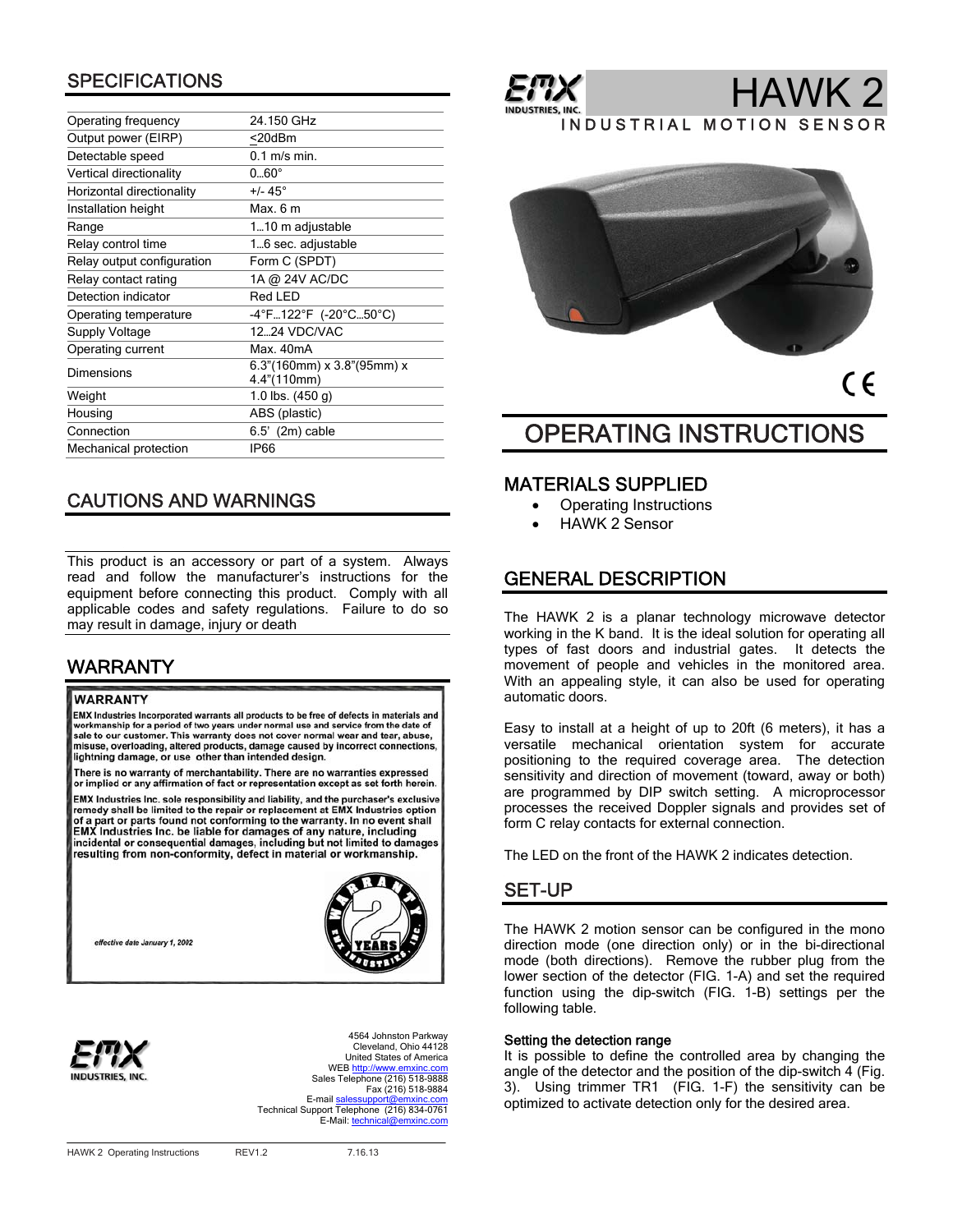## SPECIFICATIONS

| | |
|---|---|
| Operating frequency | 24.150 GHz |
| Output power (EIRP) | <20dBm |
| Detectable speed | 0.1 m/s min. |
| Vertical directionality | 0…60° |
| Horizontal directionality | +/- 45° |
| Installation height | Max. 6 m |
| Range | 1…10 m adjustable |
| Relay control time | 1…6 sec. adjustable |
| Relay output configuration | Form C (SPDT) |
| Relay contact rating | 1A @ 24V AC/DC |
| Detection indicator | Red LED |
| Operating temperature | -4°F…122°F (-20°C…50°C) |
| Supply Voltage | 12…24 VDC/VAC |
| Operating current | Max. 40mA |
| Dimensions | 6.3"(160mm) x 3.8"(95mm) x 4.4"(110mm) |
| Weight | 1.0 lbs. (450 g) |
| Housing | ABS (plastic) |
| Connection | 6.5' (2m) cable |
| Mechanical protection | IP66 |

## CAUTIONS AND WARNINGS

This product is an accessory or part of a system. Always read and follow the manufacturer's instructions for the equipment before connecting this product. Comply with all applicable codes and safety regulations. Failure to do so may result in damage, injury or death

## WARRANTY

**WARRANTY**

EMX Industries Incorporated warrants all products to be free of defects in materials and workmanship for a period of two years under normal use and service from the date of sale to our customer. This warranty does not cover normal wear and tear, abuse, misuse, overloading, altered products, damage caused by incorrect connections, lightning damage, or use other than intended design.

There is no warranty of merchantability. There are no warranties expressed or implied or any affirmation of fact or representation except as set forth herein.

EMX Industries Inc. sole responsibility and liability, and the purchaser's exclusive remedy shall be limited to the repair or replacement at EMX Industries option of a part or parts found not conforming to the warranty. In no event shall EMX Industries Inc. be liable for damages of any nature, including incidental or consequential damages, including but not limited to damages resulting from non-conformity, defect in material or workmanship.

*effective date January 1, 2002*

EMX INDUSTRIES, INC.

4564 Johnston Parkway
Cleveland, Ohio 44128
United States of America
WEB http://www.emxinc.com
Sales Telephone (216) 518-9888
Fax (216) 518-9884
E-mail salessupport@emxinc.com
Technical Support Telephone (216) 834-0761
E-Mail: technical@emxinc.com

HAWK 2 Operating Instructions REV1.2 7.16.13

# HAWK 2

INDUSTRIAL MOTION SENSOR

# OPERATING INSTRUCTIONS

## MATERIALS SUPPLIED

- Operating Instructions
- HAWK 2 Sensor

## GENERAL DESCRIPTION

The HAWK 2 is a planar technology microwave detector working in the K band. It is the ideal solution for operating all types of fast doors and industrial gates. It detects the movement of people and vehicles in the monitored area. With an appealing style, it can also be used for operating automatic doors.

Easy to install at a height of up to 20ft (6 meters), it has a versatile mechanical orientation system for accurate positioning to the required coverage area. The detection sensitivity and direction of movement (toward, away or both) are programmed by DIP switch setting. A microprocessor processes the received Doppler signals and provides set of form C relay contacts for external connection.

The LED on the front of the HAWK 2 indicates detection.

## SET-UP

The HAWK 2 motion sensor can be configured in the mono direction mode (one direction only) or in the bi-directional mode (both directions). Remove the rubber plug from the lower section of the detector (FIG. 1-A) and set the required function using the dip-switch (FIG. 1-B) settings per the following table.

### Setting the detection range

It is possible to define the controlled area by changing the angle of the detector and the position of the dip-switch 4 (Fig. 3). Using trimmer TR1 (FIG. 1-F) the sensitivity can be optimized to activate detection only for the desired area.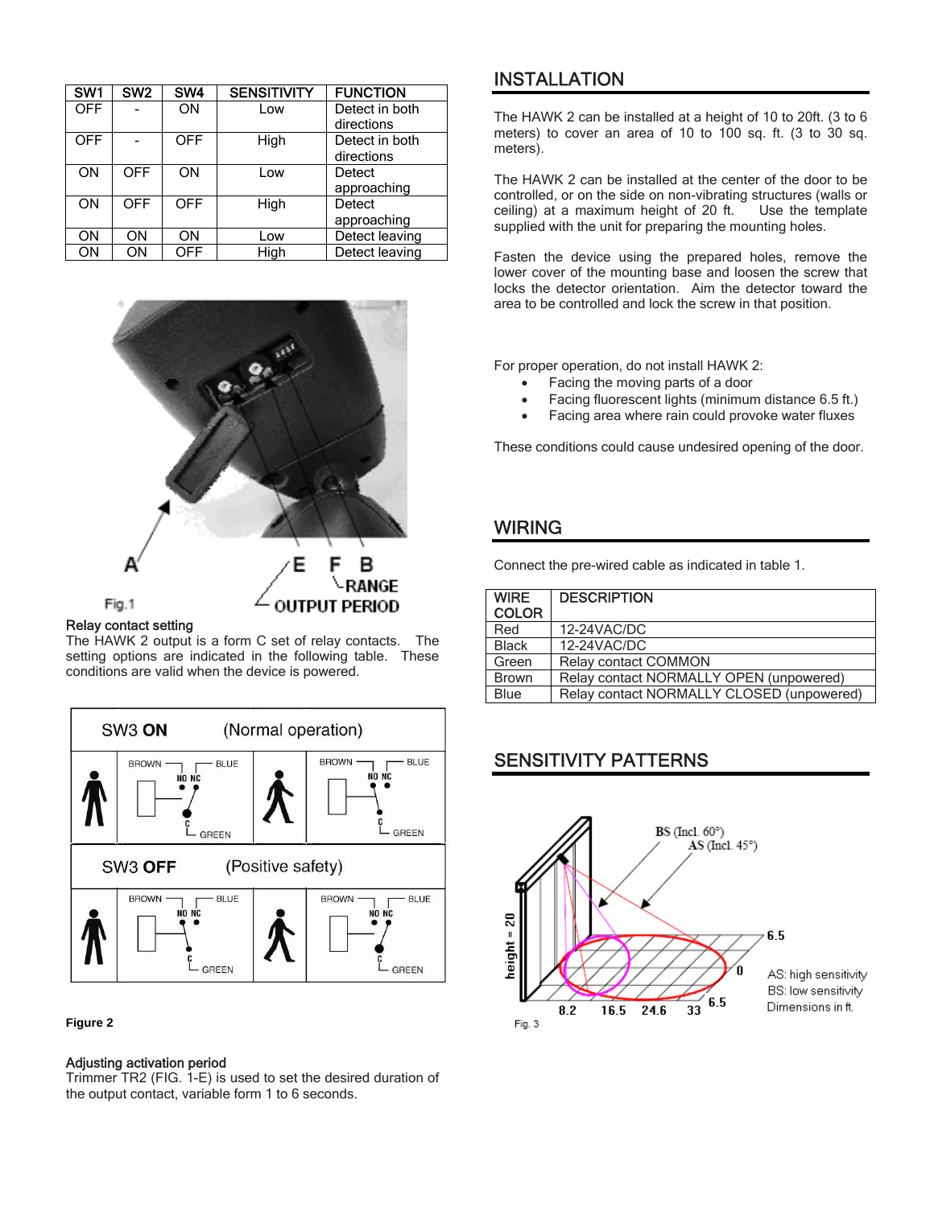| SW1 | SW2 | SW4 | SENSITIVITY | FUNCTION |
|---|---|---|---|---|
| OFF | - | ON | Low | Detect in both directions |
| OFF | - | OFF | High | Detect in both directions |
| ON | OFF | ON | Low | Detect approaching |
| ON | OFF | OFF | High | Detect approaching |
| ON | ON | ON | Low | Detect leaving |
| ON | ON | OFF | High | Detect leaving |

A

E F B

RANGE

OUTPUT PERIOD

Fig.1

### Relay contact setting

The HAWK 2 output is a form C set of relay contacts. The setting options are indicated in the following table. These conditions are valid when the device is powered.

SW3 **ON** (Normal operation)

BROWN BLUE NO NC C GREEN

SW3 **OFF** (Positive safety)

BROWN BLUE NO NC C GREEN

**Figure 2**

### Adjusting activation period

Trimmer TR2 (FIG. 1-E) is used to set the desired duration of the output contact, variable form 1 to 6 seconds.

## INSTALLATION

The HAWK 2 can be installed at a height of 10 to 20ft. (3 to 6 meters) to cover an area of 10 to 100 sq. ft. (3 to 30 sq. meters).

The HAWK 2 can be installed at the center of the door to be controlled, or on the side on non-vibrating structures (walls or ceiling) at a maximum height of 20 ft. Use the template supplied with the unit for preparing the mounting holes.

Fasten the device using the prepared holes, remove the lower cover of the mounting base and loosen the screw that locks the detector orientation. Aim the detector toward the area to be controlled and lock the screw in that position.

For proper operation, do not install HAWK 2:

- Facing the moving parts of a door
- Facing fluorescent lights (minimum distance 6.5 ft.)
- Facing area where rain could provoke water fluxes

These conditions could cause undesired opening of the door.

## WIRING

Connect the pre-wired cable as indicated in table 1.

| WIRE COLOR | DESCRIPTION |
|---|---|
| Red | 12-24VAC/DC |
| Black | 12-24VAC/DC |
| Green | Relay contact COMMON |
| Brown | Relay contact NORMALLY OPEN (unpowered) |
| Blue | Relay contact NORMALLY CLOSED (unpowered) |

## SENSITIVITY PATTERNS

BS (Incl. 60°)
AS (Incl. 45°)
height = 20
6.5
0
6.5
8.2 16.5 24.6 33
AS: high sensitivity
BS: low sensitivity
Dimensions in ft.

Fig. 3